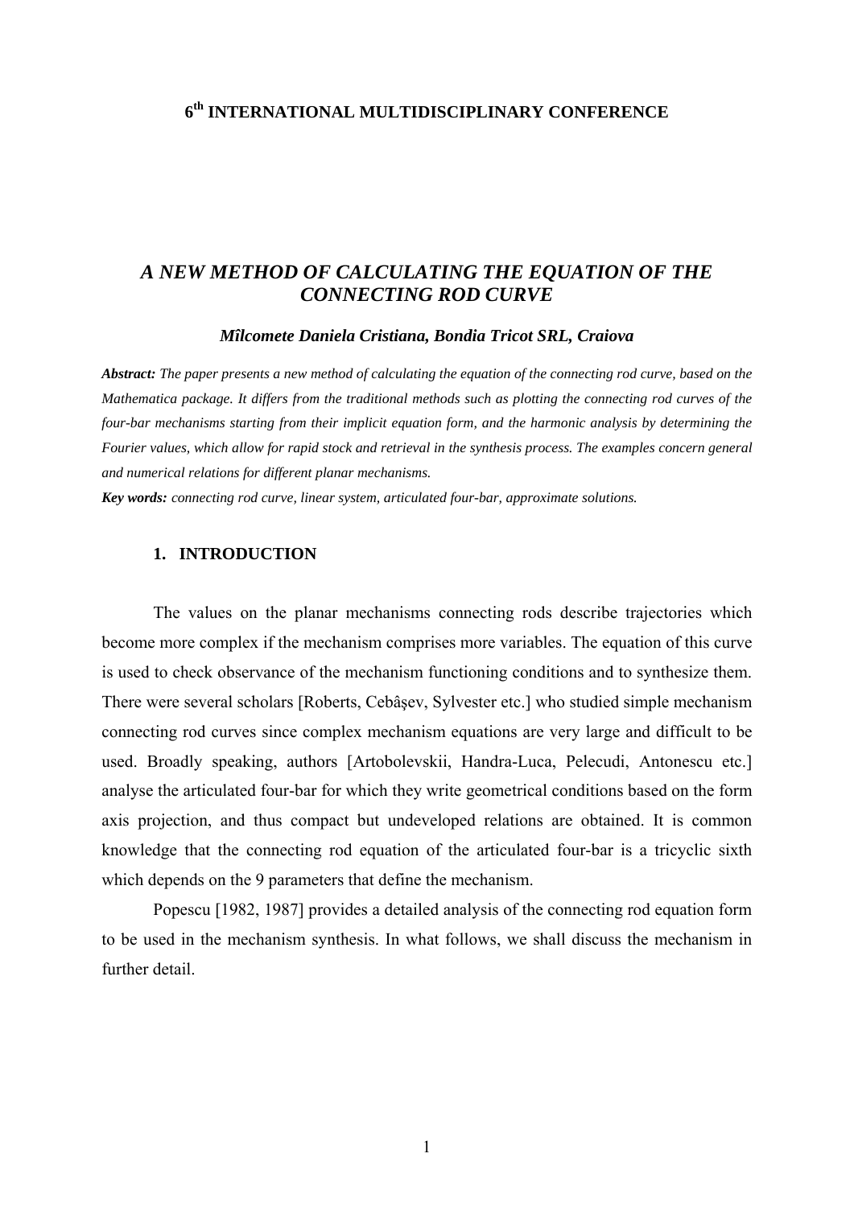**6th INTERNATIONAL MULTIDISCIPLINARY CONFERENCE**

# *A NEW METHOD OF CALCULATING THE EQUATION OF THE CONNECTING ROD CURVE*

***Mîlcomete Daniela Cristiana, Bondia Tricot SRL, Craiova***

***Abstract:*** *The paper presents a new method of calculating the equation of the connecting rod curve, based on the Mathematica package. It differs from the traditional methods such as plotting the connecting rod curves of the four-bar mechanisms starting from their implicit equation form, and the harmonic analysis by determining the Fourier values, which allow for rapid stock and retrieval in the synthesis process. The examples concern general and numerical relations for different planar mechanisms.*

***Key words:*** *connecting rod curve, linear system, articulated four-bar, approximate solutions.*

## 1. INTRODUCTION

The values on the planar mechanisms connecting rods describe trajectories which become more complex if the mechanism comprises more variables. The equation of this curve is used to check observance of the mechanism functioning conditions and to synthesize them. There were several scholars [Roberts, Cebâşev, Sylvester etc.] who studied simple mechanism connecting rod curves since complex mechanism equations are very large and difficult to be used. Broadly speaking, authors [Artobolevskii, Handra-Luca, Pelecudi, Antonescu etc.] analyse the articulated four-bar for which they write geometrical conditions based on the form axis projection, and thus compact but undeveloped relations are obtained. It is common knowledge that the connecting rod equation of the articulated four-bar is a tricyclic sixth which depends on the 9 parameters that define the mechanism.

Popescu [1982, 1987] provides a detailed analysis of the connecting rod equation form to be used in the mechanism synthesis. In what follows, we shall discuss the mechanism in further detail.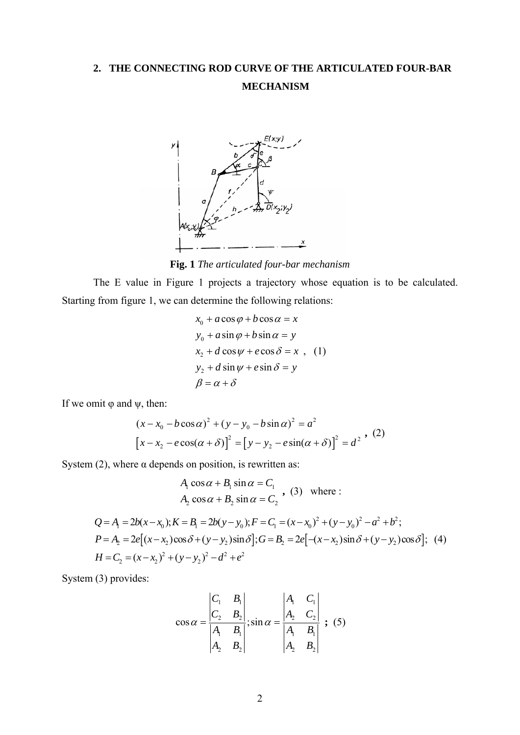## 2. THE CONNECTING ROD CURVE OF THE ARTICULATED FOUR-BAR MECHANISM

**Fig. 1** *The articulated four-bar mechanism*

The E value in Figure 1 projects a trajectory whose equation is to be calculated. Starting from figure 1, we can determine the following relations:

$$
\begin{aligned}
&x_0 + a\cos\varphi + b\cos\alpha = x \\
&y_0 + a\sin\varphi + b\sin\alpha = y \\
&x_2 + d\cos\psi + e\cos\delta = x \quad , \quad (1) \\
&y_2 + d\sin\psi + e\sin\delta = y \\
&\beta = \alpha + \delta
\end{aligned}
$$

If we omit φ and ψ, then:

$$
\begin{aligned}
&(x - x_0 - b\cos\alpha)^2 + (y - y_0 - b\sin\alpha)^2 = a^2 \\
&\left[x - x_2 - e\cos(\alpha+\delta)\right]^2 = \left[y - y_2 - e\sin(\alpha+\delta)\right]^2 = d^2
\end{aligned}
\quad , \quad (2)
$$

System (2), where α depends on position, is rewritten as:

$$
\begin{aligned}
&A_1\cos\alpha + B_1\sin\alpha = C_1 \\
&A_2\cos\alpha + B_2\sin\alpha = C_2
\end{aligned}
\quad , \quad (3) \quad \text{where :}
$$

$$
\begin{aligned}
&Q = A_1 = 2b(x - x_0); K = B_1 = 2b(y - y_0); F = C_1 = (x - x_0)^2 + (y - y_0)^2 - a^2 + b^2; \\
&P = A_2 = 2e\left[(x - x_2)\cos\delta + (y - y_2)\sin\delta\right]; G = B_2 = 2e\left[-(x - x_2)\sin\delta + (y - y_2)\cos\delta\right]; \quad (4) \\
&H = C_2 = (x - x_2)^2 + (y - y_2)^2 - d^2 + e^2
\end{aligned}
$$

System (3) provides:

$$
\cos\alpha = \frac{\begin{vmatrix} C_1 & B_1 \\ C_2 & B_2 \end{vmatrix}}{\begin{vmatrix} A_1 & B_1 \\ A_2 & B_2 \end{vmatrix}}; \sin\alpha = \frac{\begin{vmatrix} A_1 & C_1 \\ A_2 & C_2 \end{vmatrix}}{\begin{vmatrix} A_1 & B_1 \\ A_2 & B_2 \end{vmatrix}} \quad ; \quad (5)
$$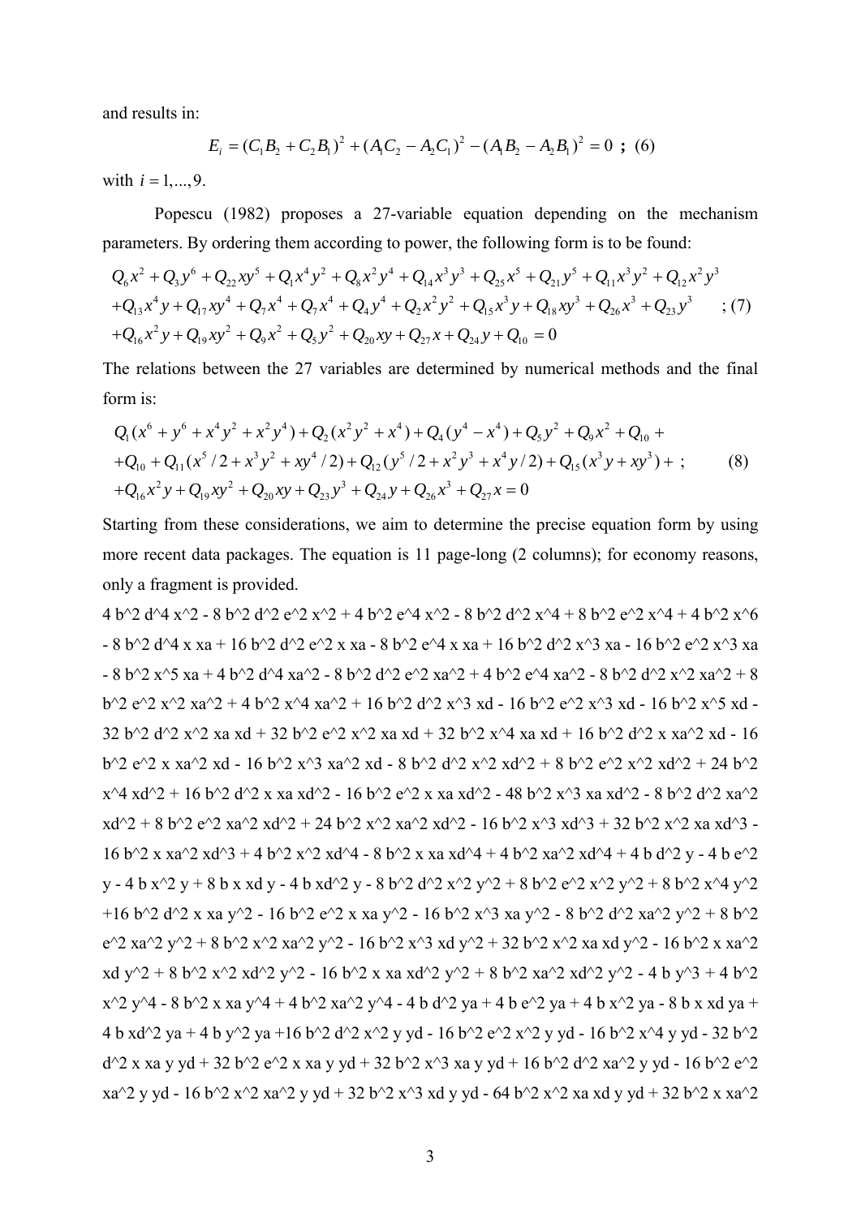and results in:

$$E_i = (C_1 B_2 + C_2 B_1)^2 + (A_1 C_2 - A_2 C_1)^2 - (A_1 B_2 - A_2 B_1)^2 = 0 \;\; ; \;\; (6)$$

with $i = 1,...,9$.

Popescu (1982) proposes a 27-variable equation depending on the mechanism parameters. By ordering them according to power, the following form is to be found:

$$\begin{aligned}
&Q_6 x^2 + Q_3 y^6 + Q_{22} xy^5 + Q_1 x^4 y^2 + Q_8 x^2 y^4 + Q_{14} x^3 y^3 + Q_{25} x^5 + Q_{21} y^5 + Q_{11} x^3 y^2 + Q_{12} x^2 y^3 \\
&+Q_{13} x^4 y + Q_{17} xy^4 + Q_7 x^4 + Q_7 x^4 + Q_4 y^4 + Q_2 x^2 y^2 + Q_{15} x^3 y + Q_{18} xy^3 + Q_{26} x^3 + Q_{23} y^3 \qquad ; (7) \\
&+Q_{16} x^2 y + Q_{19} xy^2 + Q_9 x^2 + Q_5 y^2 + Q_{20} xy + Q_{27} x + Q_{24} y + Q_{10} = 0
\end{aligned}$$

The relations between the 27 variables are determined by numerical methods and the final form is:

$$\begin{aligned}
&Q_1(x^6 + y^6 + x^4 y^2 + x^2 y^4) + Q_2(x^2 y^2 + x^4) + Q_4(y^4 - x^4) + Q_5 y^2 + Q_9 x^2 + Q_{10} + \\
&+Q_{10} + Q_{11}(x^5/2 + x^3 y^2 + xy^4/2) + Q_{12}(y^5/2 + x^2 y^3 + x^4 y/2) + Q_{15}(x^3 y + xy^3) + \;; \qquad (8) \\
&+Q_{16} x^2 y + Q_{19} xy^2 + Q_{20} xy + Q_{23} y^3 + Q_{24} y + Q_{26} x^3 + Q_{27} x = 0
\end{aligned}$$

Starting from these considerations, we aim to determine the precise equation form by using more recent data packages. The equation is 11 page-long (2 columns); for economy reasons, only a fragment is provided.

4 b^2 d^4 x^2 - 8 b^2 d^2 e^2 x^2 + 4 b^2 e^4 x^2 - 8 b^2 d^2 x^4 + 8 b^2 e^2 x^4 + 4 b^2 x^6 - 8 b^2 d^4 x xa + 16 b^2 d^2 e^2 x xa - 8 b^2 e^4 x xa + 16 b^2 d^2 x^3 xa - 16 b^2 e^2 x^3 xa - 8 b^2 x^5 xa + 4 b^2 d^4 xa^2 - 8 b^2 d^2 e^2 xa^2 + 4 b^2 e^4 xa^2 - 8 b^2 d^2 x^2 xa^2 + 8 b^2 e^2 x^2 xa^2 + 4 b^2 x^4 xa^2 + 16 b^2 d^2 x^3 xd - 16 b^2 e^2 x^3 xd - 16 b^2 x^5 xd - 32 b^2 d^2 x^2 xa xd + 32 b^2 e^2 x^2 xa xd + 32 b^2 x^4 xa xd + 16 b^2 d^2 x xa^2 xd - 16 b^2 e^2 x xa^2 xd - 16 b^2 x^3 xa^2 xd - 8 b^2 d^2 x^2 xd^2 + 8 b^2 e^2 x^2 xd^2 + 24 b^2 x^4 xd^2 + 16 b^2 d^2 x xa xd^2 - 16 b^2 e^2 x xa xd^2 - 48 b^2 x^3 xa xd^2 - 8 b^2 d^2 xa^2 xd^2 + 8 b^2 e^2 xa^2 xd^2 + 24 b^2 x^2 xa^2 xd^2 - 16 b^2 x^3 xd^3 + 32 b^2 x^2 xa xd^3 - 16 b^2 x xa^2 xd^3 + 4 b^2 x^2 xd^4 - 8 b^2 x xa xd^4 + 4 b^2 xa^2 xd^4 + 4 b d^2 y - 4 b e^2 y - 4 b x^2 y + 8 b x xd y - 4 b xd^2 y - 8 b^2 d^2 x^2 y^2 + 8 b^2 e^2 x^2 y^2 + 8 b^2 x^4 y^2 +16 b^2 d^2 x xa y^2 - 16 b^2 e^2 x xa y^2 - 16 b^2 x^3 xa y^2 - 8 b^2 d^2 xa^2 y^2 + 8 b^2 e^2 xa^2 y^2 + 8 b^2 x^2 xa^2 y^2 - 16 b^2 x^3 xd y^2 + 32 b^2 x^2 xa xd y^2 - 16 b^2 x xa^2 xd y^2 + 8 b^2 x^2 xd^2 y^2 - 16 b^2 x xa xd^2 y^2 + 8 b^2 xa^2 xd^2 y^2 - 4 b y^3 + 4 b^2 x^2 y^4 - 8 b^2 x xa y^4 + 4 b^2 xa^2 y^4 - 4 b d^2 ya + 4 b e^2 ya + 4 b x^2 ya - 8 b x xd ya + 4 b xd^2 ya + 4 b y^2 ya +16 b^2 d^2 x^2 y yd - 16 b^2 e^2 x^2 y yd - 16 b^2 x^4 y yd - 32 b^2 d^2 x xa y yd + 32 b^2 e^2 x xa y yd + 32 b^2 x^3 xa y yd + 16 b^2 d^2 xa^2 y yd - 16 b^2 e^2 xa^2 y yd - 16 b^2 x^2 xa^2 y yd + 32 b^2 x^3 xd y yd - 64 b^2 x^2 xa xd y yd + 32 b^2 x xa^2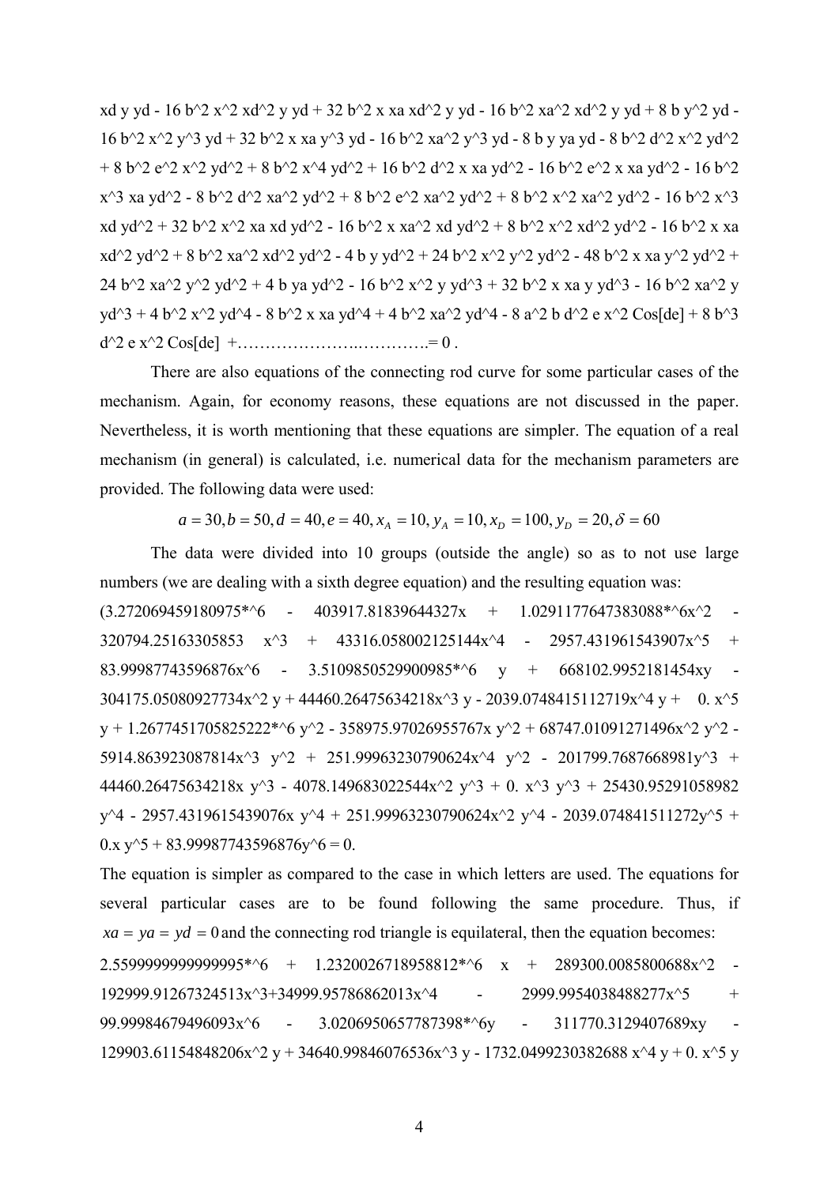xd y yd - 16 b^2 x^2 xd^2 y yd + 32 b^2 x xa xd^2 y yd - 16 b^2 xa^2 xd^2 y yd + 8 b y^2 yd - 16 b^2 x^2 y^3 yd + 32 b^2 x xa y^3 yd - 16 b^2 xa^2 y^3 yd - 8 b y ya yd - 8 b^2 d^2 x^2 yd^2 + 8 b^2 e^2 x^2 yd^2 + 8 b^2 x^4 yd^2 + 16 b^2 d^2 x xa yd^2 - 16 b^2 e^2 x xa yd^2 - 16 b^2 x^3 xa yd^2 - 8 b^2 d^2 xa^2 yd^2 + 8 b^2 e^2 xa^2 yd^2 + 8 b^2 x^2 xa^2 yd^2 - 16 b^2 x^3 xd yd^2 + 32 b^2 x^2 xa xd yd^2 - 16 b^2 x xa^2 xd yd^2 + 8 b^2 x^2 xd^2 yd^2 - 16 b^2 x xa xd^2 yd^2 + 8 b^2 xa^2 xd^2 yd^2 - 4 b y yd^2 + 24 b^2 x^2 y^2 yd^2 - 48 b^2 x xa y^2 yd^2 + 24 b^2 xa^2 y^2 yd^2 + 4 b ya yd^2 - 16 b^2 x^2 y yd^3 + 32 b^2 x xa y yd^3 - 16 b^2 xa^2 y yd^3 + 4 b^2 x^2 yd^4 - 8 b^2 x xa yd^4 + 4 b^2 xa^2 yd^4 - 8 a^2 b d^2 e x^2 Cos[de] + 8 b^3 d^2 e x^2 Cos[de] +…………………..………….= 0 .

There are also equations of the connecting rod curve for some particular cases of the mechanism. Again, for economy reasons, these equations are not discussed in the paper. Nevertheless, it is worth mentioning that these equations are simpler. The equation of a real mechanism (in general) is calculated, i.e. numerical data for the mechanism parameters are provided. The following data were used:

$$a = 30, b = 50, d = 40, e = 40, x_A = 10, y_A = 10, x_D = 100, y_D = 20, \delta = 60$$

The data were divided into 10 groups (outside the angle) so as to not use large numbers (we are dealing with a sixth degree equation) and the resulting equation was:

(3.272069459180975*^6 - 403917.81839644327x + 1.0291177647383088*^6x^2 - 320794.25163305853 x^3 + 43316.058002125144x^4 - 2957.431961543907x^5 + 83.99987743596876x^6 - 3.5109850529900985*^6 y + 668102.9952181454xy - 304175.05080927734x^2 y + 44460.26475634218x^3 y - 2039.0748415112719x^4 y + 0. x^5 y + 1.2677451705825222*^6 y^2 - 358975.97026955767x y^2 + 68747.01091271496x^2 y^2 - 5914.863923087814x^3 y^2 + 251.99963230790624x^4 y^2 - 201799.7687668981y^3 + 44460.26475634218x y^3 - 4078.149683022544x^2 y^3 + 0. x^3 y^3 + 25430.95291058982 y^4 - 2957.4319615439076x y^4 + 251.99963230790624x^2 y^4 - 2039.074841511272y^5 + 0.x y^5 + 83.99987743596876y^6 = 0.

The equation is simpler as compared to the case in which letters are used. The equations for several particular cases are to be found following the same procedure. Thus, if $xa = ya = yd = 0$ and the connecting rod triangle is equilateral, then the equation becomes:

2.5599999999999995*^6 + 1.2320026718958812*^6 x + 289300.0085800688x^2 - 192999.91267324513x^3+34999.95786862013x^4 - 2999.9954038488277x^5 + 99.99984679496093x^6 - 3.0206950657787398*^6y - 311770.3129407689xy - 129903.61154848206x^2 y + 34640.99846076536x^3 y - 1732.0499230382688 x^4 y + 0. x^5 y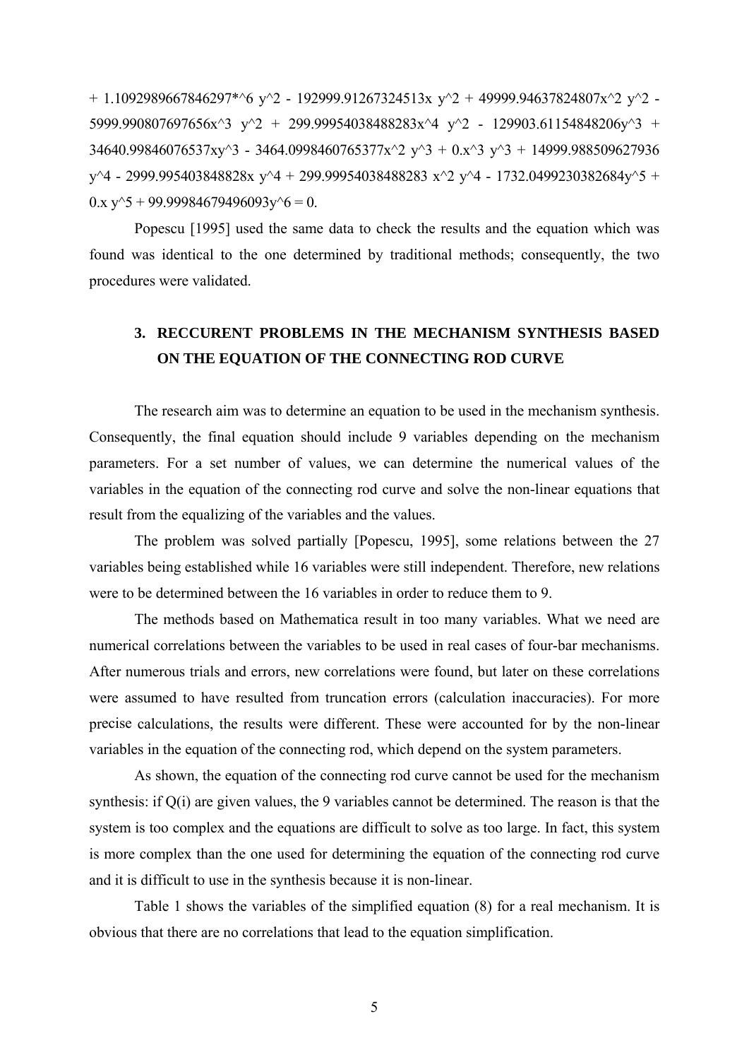$+ 1.1092989667846297*\wedge 6\ y^2 - 192999.91267324513x\ y^2 + 49999.94637824807x^2\ y^2 - 5999.990807697656x^3\ y^2 + 299.99954038488283x^4\ y^2 - 129903.61154848206y^3 + 34640.99846076537xy^3 - 3464.0998460765377x^2\ y^3 + 0.x^3\ y^3 + 14999.988509627936\ y^4 - 2999.995403848828x\ y^4 + 299.99954038488283\ x^2\ y^4 - 1732.0499230382684y^5 + 0.x\ y^5 + 99.99984679496093y^6 = 0.$

Popescu [1995] used the same data to check the results and the equation which was found was identical to the one determined by traditional methods; consequently, the two procedures were validated.

## 3. RECCURENT PROBLEMS IN THE MECHANISM SYNTHESIS BASED ON THE EQUATION OF THE CONNECTING ROD CURVE

The research aim was to determine an equation to be used in the mechanism synthesis. Consequently, the final equation should include 9 variables depending on the mechanism parameters. For a set number of values, we can determine the numerical values of the variables in the equation of the connecting rod curve and solve the non-linear equations that result from the equalizing of the variables and the values.

The problem was solved partially [Popescu, 1995], some relations between the 27 variables being established while 16 variables were still independent. Therefore, new relations were to be determined between the 16 variables in order to reduce them to 9.

The methods based on Mathematica result in too many variables. What we need are numerical correlations between the variables to be used in real cases of four-bar mechanisms. After numerous trials and errors, new correlations were found, but later on these correlations were assumed to have resulted from truncation errors (calculation inaccuracies). For more precise calculations, the results were different. These were accounted for by the non-linear variables in the equation of the connecting rod, which depend on the system parameters.

As shown, the equation of the connecting rod curve cannot be used for the mechanism synthesis: if $Q(i)$ are given values, the 9 variables cannot be determined. The reason is that the system is too complex and the equations are difficult to solve as too large. In fact, this system is more complex than the one used for determining the equation of the connecting rod curve and it is difficult to use in the synthesis because it is non-linear.

Table 1 shows the variables of the simplified equation (8) for a real mechanism. It is obvious that there are no correlations that lead to the equation simplification.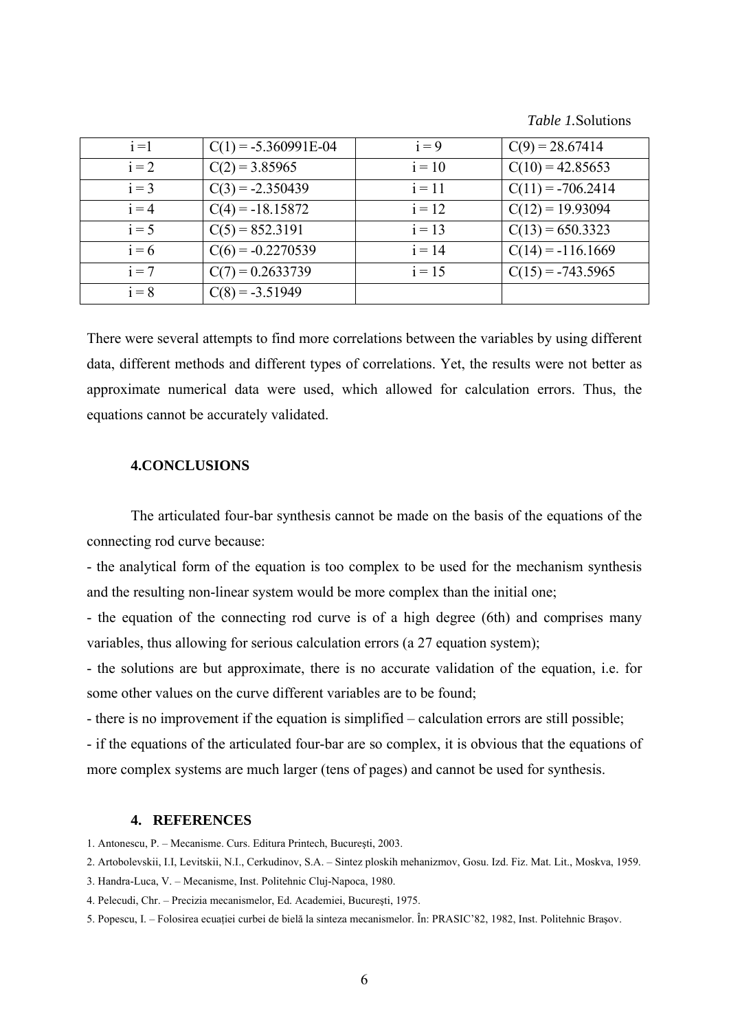*Table 1.*Solutions

| i =1 | C(1) = -5.360991E-04 | i = 9 | C(9) = 28.67414 |
|---|---|---|---|
| i = 2 | C(2) = 3.85965 | i = 10 | C(10) = 42.85653 |
| i = 3 | C(3) = -2.350439 | i = 11 | C(11) = -706.2414 |
| i = 4 | C(4) = -18.15872 | i = 12 | C(12) = 19.93094 |
| i = 5 | C(5) = 852.3191 | i = 13 | C(13) = 650.3323 |
| i = 6 | C(6) = -0.2270539 | i = 14 | C(14) = -116.1669 |
| i = 7 | C(7) = 0.2633739 | i = 15 | C(15) = -743.5965 |
| i = 8 | C(8) = -3.51949 | | |

There were several attempts to find more correlations between the variables by using different data, different methods and different types of correlations. Yet, the results were not better as approximate numerical data were used, which allowed for calculation errors. Thus, the equations cannot be accurately validated.

## 4.CONCLUSIONS

The articulated four-bar synthesis cannot be made on the basis of the equations of the connecting rod curve because:

- the analytical form of the equation is too complex to be used for the mechanism synthesis and the resulting non-linear system would be more complex than the initial one;
- the equation of the connecting rod curve is of a high degree (6th) and comprises many variables, thus allowing for serious calculation errors (a 27 equation system);
- the solutions are but approximate, there is no accurate validation of the equation, i.e. for some other values on the curve different variables are to be found;
- there is no improvement if the equation is simplified – calculation errors are still possible;
- if the equations of the articulated four-bar are so complex, it is obvious that the equations of more complex systems are much larger (tens of pages) and cannot be used for synthesis.

## 4. REFERENCES

1. Antonescu, P. – Mecanisme. Curs. Editura Printech, Bucureşti, 2003.
2. Artobolevskii, I.I, Levitskii, N.I., Cerkudinov, S.A. – Sintez ploskih mehanizmov, Gosu. Izd. Fiz. Mat. Lit., Moskva, 1959.
3. Handra-Luca, V. – Mecanisme, Inst. Politehnic Cluj-Napoca, 1980.
4. Pelecudi, Chr. – Precizia mecanismelor, Ed. Academiei, Bucureşti, 1975.
5. Popescu, I. – Folosirea ecuaţiei curbei de bielă la sinteza mecanismelor. În: PRASIC'82, 1982, Inst. Politehnic Braşov.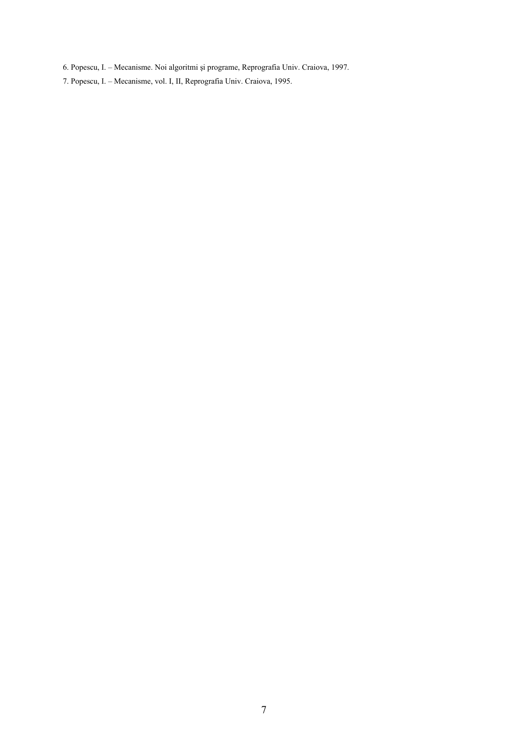6. Popescu, I. – Mecanisme. Noi algoritmi şi programe, Reprografia Univ. Craiova, 1997.

7. Popescu, I. – Mecanisme, vol. I, II, Reprografia Univ. Craiova, 1995.